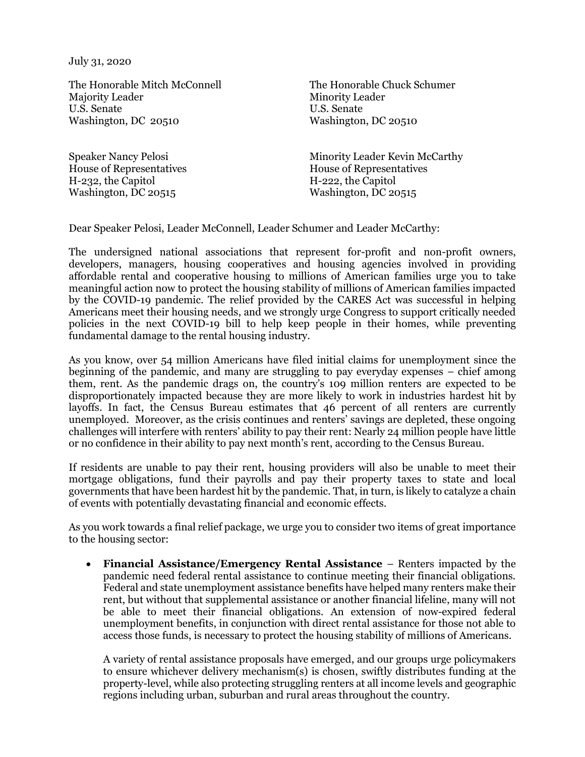July 31, 2020

The Honorable Mitch McConnell
Majority Leader
U.S. Senate
Washington, DC 20510

The Honorable Chuck Schumer
Minority Leader
U.S. Senate
Washington, DC 20510

Speaker Nancy Pelosi
House of Representatives
H-232, the Capitol
Washington, DC 20515

Minority Leader Kevin McCarthy
House of Representatives
H-222, the Capitol
Washington, DC 20515

Dear Speaker Pelosi, Leader McConnell, Leader Schumer and Leader McCarthy:

The undersigned national associations that represent for-profit and non-profit owners, developers, managers, housing cooperatives and housing agencies involved in providing affordable rental and cooperative housing to millions of American families urge you to take meaningful action now to protect the housing stability of millions of American families impacted by the COVID-19 pandemic. The relief provided by the CARES Act was successful in helping Americans meet their housing needs, and we strongly urge Congress to support critically needed policies in the next COVID-19 bill to help keep people in their homes, while preventing fundamental damage to the rental housing industry.

As you know, over 54 million Americans have filed initial claims for unemployment since the beginning of the pandemic, and many are struggling to pay everyday expenses – chief among them, rent. As the pandemic drags on, the country's 109 million renters are expected to be disproportionately impacted because they are more likely to work in industries hardest hit by layoffs. In fact, the Census Bureau estimates that 46 percent of all renters are currently unemployed. Moreover, as the crisis continues and renters' savings are depleted, these ongoing challenges will interfere with renters' ability to pay their rent: Nearly 24 million people have little or no confidence in their ability to pay next month's rent, according to the Census Bureau.

If residents are unable to pay their rent, housing providers will also be unable to meet their mortgage obligations, fund their payrolls and pay their property taxes to state and local governments that have been hardest hit by the pandemic. That, in turn, is likely to catalyze a chain of events with potentially devastating financial and economic effects.

As you work towards a final relief package, we urge you to consider two items of great importance to the housing sector:

- **Financial Assistance/Emergency Rental Assistance** – Renters impacted by the pandemic need federal rental assistance to continue meeting their financial obligations. Federal and state unemployment assistance benefits have helped many renters make their rent, but without that supplemental assistance or another financial lifeline, many will not be able to meet their financial obligations. An extension of now-expired federal unemployment benefits, in conjunction with direct rental assistance for those not able to access those funds, is necessary to protect the housing stability of millions of Americans.

  A variety of rental assistance proposals have emerged, and our groups urge policymakers to ensure whichever delivery mechanism(s) is chosen, swiftly distributes funding at the property-level, while also protecting struggling renters at all income levels and geographic regions including urban, suburban and rural areas throughout the country.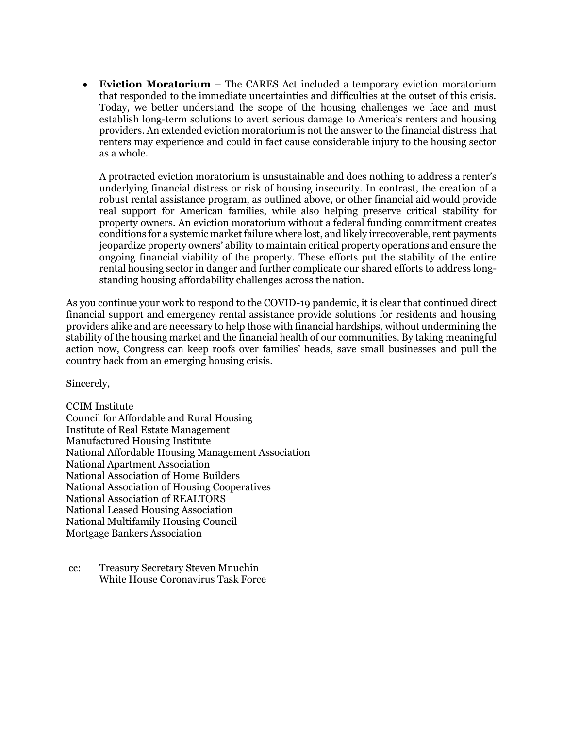- **Eviction Moratorium** – The CARES Act included a temporary eviction moratorium that responded to the immediate uncertainties and difficulties at the outset of this crisis. Today, we better understand the scope of the housing challenges we face and must establish long-term solutions to avert serious damage to America's renters and housing providers. An extended eviction moratorium is not the answer to the financial distress that renters may experience and could in fact cause considerable injury to the housing sector as a whole.

  A protracted eviction moratorium is unsustainable and does nothing to address a renter's underlying financial distress or risk of housing insecurity. In contrast, the creation of a robust rental assistance program, as outlined above, or other financial aid would provide real support for American families, while also helping preserve critical stability for property owners. An eviction moratorium without a federal funding commitment creates conditions for a systemic market failure where lost, and likely irrecoverable, rent payments jeopardize property owners' ability to maintain critical property operations and ensure the ongoing financial viability of the property. These efforts put the stability of the entire rental housing sector in danger and further complicate our shared efforts to address long-standing housing affordability challenges across the nation.

As you continue your work to respond to the COVID-19 pandemic, it is clear that continued direct financial support and emergency rental assistance provide solutions for residents and housing providers alike and are necessary to help those with financial hardships, without undermining the stability of the housing market and the financial health of our communities. By taking meaningful action now, Congress can keep roofs over families' heads, save small businesses and pull the country back from an emerging housing crisis.

Sincerely,

CCIM Institute
Council for Affordable and Rural Housing
Institute of Real Estate Management
Manufactured Housing Institute
National Affordable Housing Management Association
National Apartment Association
National Association of Home Builders
National Association of Housing Cooperatives
National Association of REALTORS
National Leased Housing Association
National Multifamily Housing Council
Mortgage Bankers Association

cc: Treasury Secretary Steven Mnuchin
White House Coronavirus Task Force